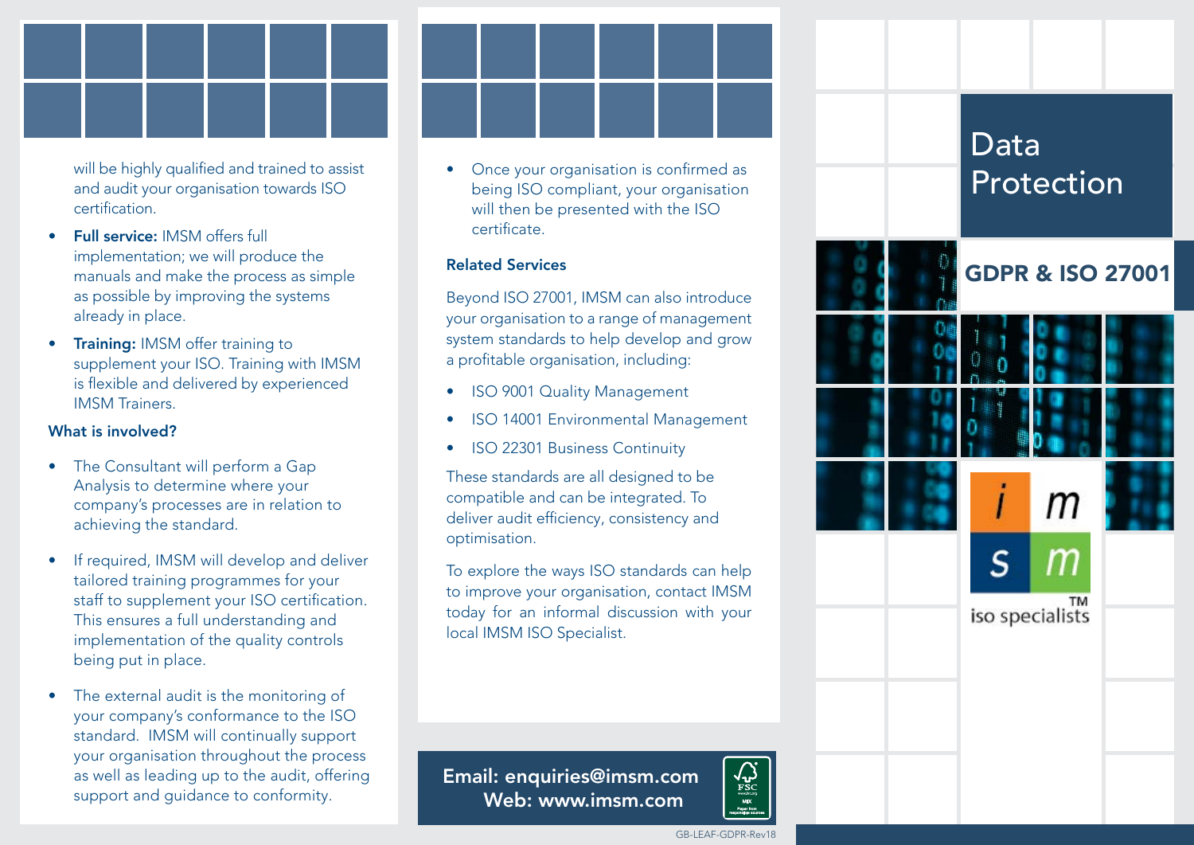will be highly qualified and trained to assist and audit your organisation towards ISO certification.

- **Full service:** IMSM offers full implementation; we will produce the manuals and make the process as simple as possible by improving the systems already in place.
- **Training:** IMSM offer training to supplement your ISO. Training with IMSM is flexible and delivered by experienced IMSM Trainers.

### What is involved?

- The Consultant will perform a Gap Analysis to determine where your company's processes are in relation to achieving the standard.
- If required, IMSM will develop and deliver tailored training programmes for your staff to supplement your ISO certification. This ensures a full understanding and implementation of the quality controls being put in place.
- The external audit is the monitoring of your company's conformance to the ISO standard. IMSM will continually support your organisation throughout the process as well as leading up to the audit, offering support and guidance to conformity.
- Once your organisation is confirmed as being ISO compliant, your organisation will then be presented with the ISO certificate.

### Related Services

Beyond ISO 27001, IMSM can also introduce your organisation to a range of management system standards to help develop and grow a profitable organisation, including:

- ISO 9001 Quality Management
- ISO 14001 Environmental Management
- ISO 22301 Business Continuity

These standards are all designed to be compatible and can be integrated. To deliver audit efficiency, consistency and optimisation.

To explore the ways ISO standards can help to improve your organisation, contact IMSM today for an informal discussion with your local IMSM ISO Specialist.

**Email: enquiries@imsm.com**
**Web: www.imsm.com**

GB-LEAF-GDPR-Rev18

# Data Protection

## GDPR & ISO 27001

imsm iso specialists™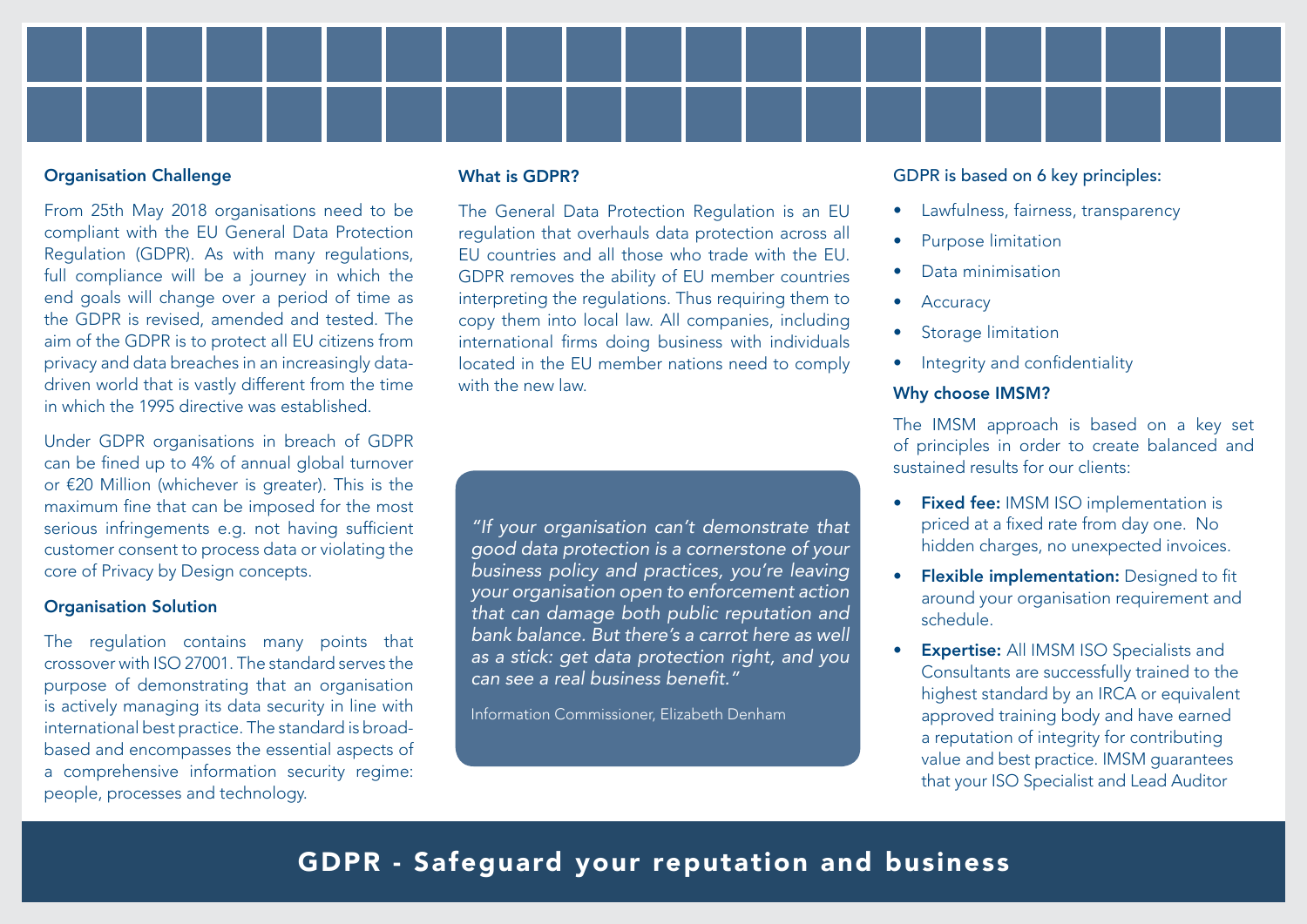### Organisation Challenge

From 25th May 2018 organisations need to be compliant with the EU General Data Protection Regulation (GDPR). As with many regulations, full compliance will be a journey in which the end goals will change over a period of time as the GDPR is revised, amended and tested. The aim of the GDPR is to protect all EU citizens from privacy and data breaches in an increasingly data-driven world that is vastly different from the time in which the 1995 directive was established.

Under GDPR organisations in breach of GDPR can be fined up to 4% of annual global turnover or €20 Million (whichever is greater). This is the maximum fine that can be imposed for the most serious infringements e.g. not having sufficient customer consent to process data or violating the core of Privacy by Design concepts.

### Organisation Solution

The regulation contains many points that crossover with ISO 27001. The standard serves the purpose of demonstrating that an organisation is actively managing its data security in line with international best practice. The standard is broad-based and encompasses the essential aspects of a comprehensive information security regime: people, processes and technology.

### What is GDPR?

The General Data Protection Regulation is an EU regulation that overhauls data protection across all EU countries and all those who trade with the EU. GDPR removes the ability of EU member countries interpreting the regulations. Thus requiring them to copy them into local law. All companies, including international firms doing business with individuals located in the EU member nations need to comply with the new law.

> *"If your organisation can't demonstrate that good data protection is a cornerstone of your business policy and practices, you're leaving your organisation open to enforcement action that can damage both public reputation and bank balance. But there's a carrot here as well as a stick: get data protection right, and you can see a real business benefit."*
>
> Information Commissioner, Elizabeth Denham

GDPR is based on 6 key principles:

- Lawfulness, fairness, transparency
- Purpose limitation
- Data minimisation
- Accuracy
- Storage limitation
- Integrity and confidentiality

### Why choose IMSM?

The IMSM approach is based on a key set of principles in order to create balanced and sustained results for our clients:

- **Fixed fee:** IMSM ISO implementation is priced at a fixed rate from day one. No hidden charges, no unexpected invoices.
- **Flexible implementation:** Designed to fit around your organisation requirement and schedule.
- **Expertise:** All IMSM ISO Specialists and Consultants are successfully trained to the highest standard by an IRCA or equivalent approved training body and have earned a reputation of integrity for contributing value and best practice. IMSM guarantees that your ISO Specialist and Lead Auditor

## GDPR - Safeguard your reputation and business